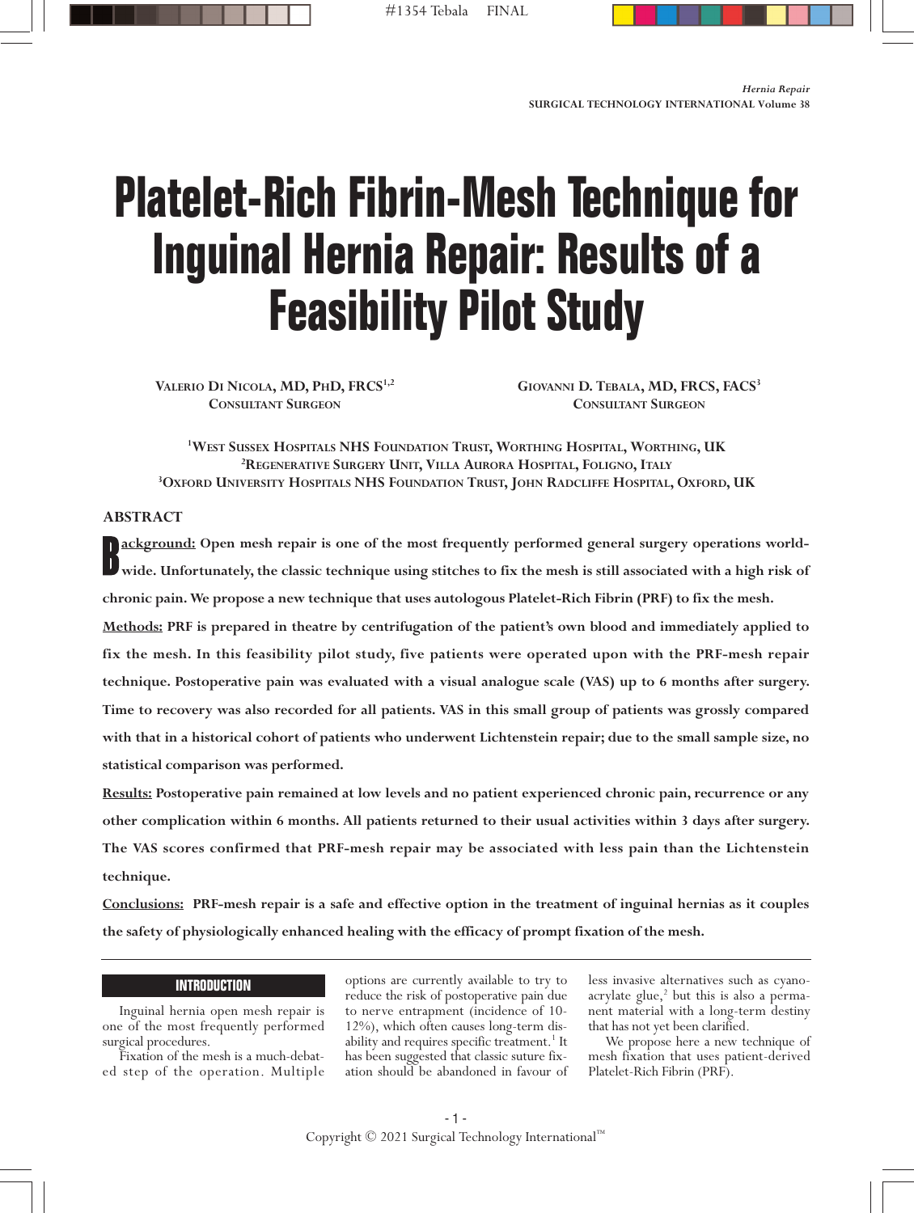# Platelet-Rich Fibrin-Mesh Technique for Inguinal Hernia Repair: Results of a Feasibility Pilot Study

Valerio Di Nicola, MD, PhD, FRCS[1,2]
Consultant Surgeon

Giovanni D. Tebala, MD, FRCS, FACS[3]
Consultant Surgeon

[1]West Sussex Hospitals NHS Foundation Trust, Worthing Hospital, Worthing, UK
[2]Regenerative Surgery Unit, Villa Aurora Hospital, Foligno, Italy
[3]Oxford University Hospitals NHS Foundation Trust, John Radcliffe Hospital, Oxford, UK

## ABSTRACT

**Background: Open mesh repair is one of the most frequently performed general surgery operations worldwide. Unfortunately, the classic technique using stitches to fix the mesh is still associated with a high risk of chronic pain. We propose a new technique that uses autologous Platelet-Rich Fibrin (PRF) to fix the mesh.**

**Methods: PRF is prepared in theatre by centrifugation of the patient's own blood and immediately applied to fix the mesh. In this feasibility pilot study, five patients were operated upon with the PRF-mesh repair technique. Postoperative pain was evaluated with a visual analogue scale (VAS) up to 6 months after surgery. Time to recovery was also recorded for all patients. VAS in this small group of patients was grossly compared with that in a historical cohort of patients who underwent Lichtenstein repair; due to the small sample size, no statistical comparison was performed.**

**Results: Postoperative pain remained at low levels and no patient experienced chronic pain, recurrence or any other complication within 6 months. All patients returned to their usual activities within 3 days after surgery. The VAS scores confirmed that PRF-mesh repair may be associated with less pain than the Lichtenstein technique.**

**Conclusions: PRF-mesh repair is a safe and effective option in the treatment of inguinal hernias as it couples the safety of physiologically enhanced healing with the efficacy of prompt fixation of the mesh.**

## INTRODUCTION

Inguinal hernia open mesh repair is one of the most frequently performed surgical procedures.

Fixation of the mesh is a much-debated step of the operation. Multiple options are currently available to try to reduce the risk of postoperative pain due to nerve entrapment (incidence of 10-12%), which often causes long-term disability and requires specific treatment.[1] It has been suggested that classic suture fixation should be abandoned in favour of less invasive alternatives such as cyanoacrylate glue,[2] but this is also a permanent material with a long-term destiny that has not yet been clarified.

We propose here a new technique of mesh fixation that uses patient-derived Platelet-Rich Fibrin (PRF).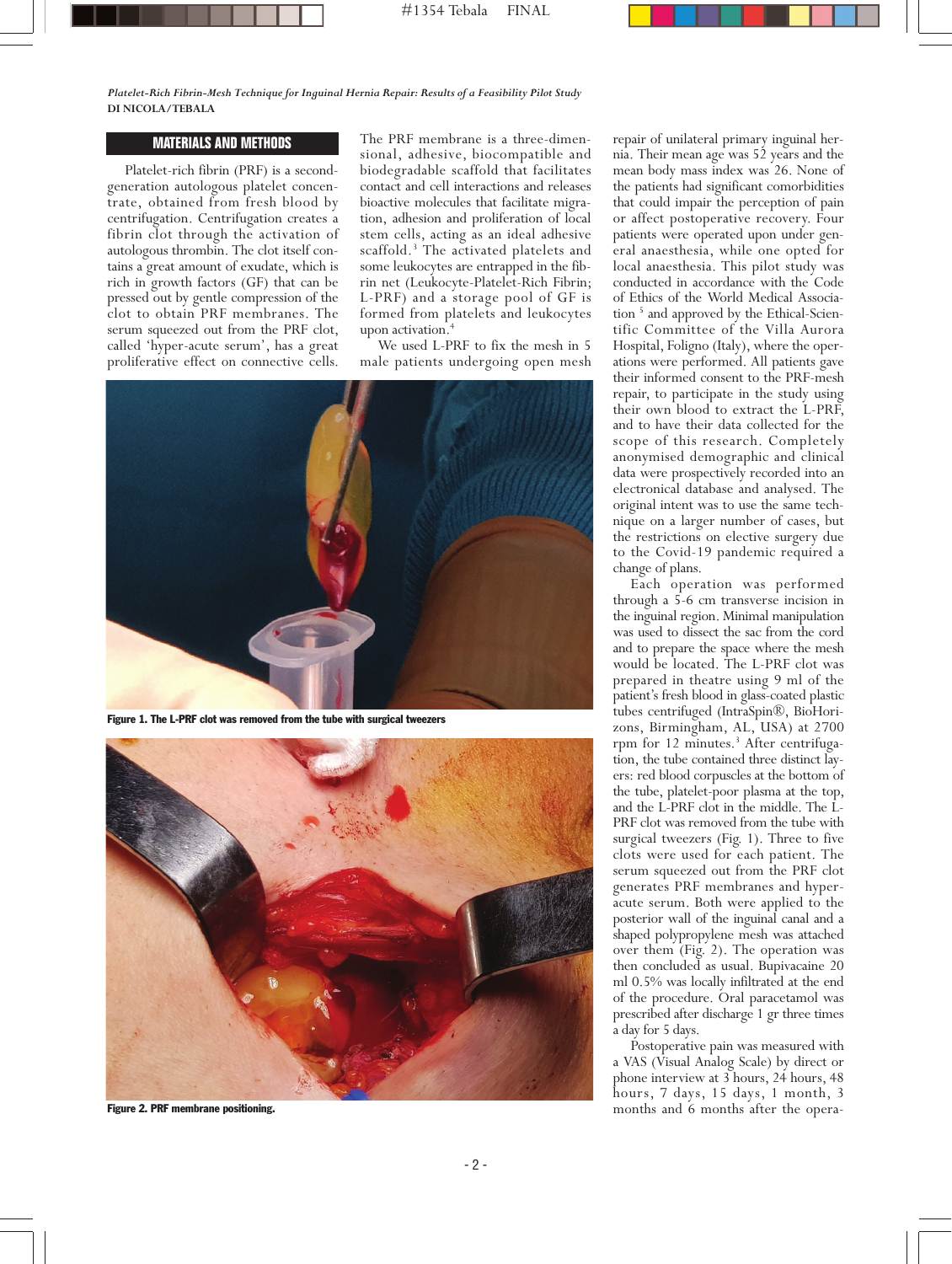## MATERIALS AND METHODS

Platelet-rich fibrin (PRF) is a second-generation autologous platelet concentrate, obtained from fresh blood by centrifugation. Centrifugation creates a fibrin clot through the activation of autologous thrombin. The clot itself contains a great amount of exudate, which is rich in growth factors (GF) that can be pressed out by gentle compression of the clot to obtain PRF membranes. The serum squeezed out from the PRF clot, called 'hyper-acute serum', has a great proliferative effect on connective cells.

The PRF membrane is a three-dimensional, adhesive, biocompatible and biodegradable scaffold that facilitates contact and cell interactions and releases bioactive molecules that facilitate migration, adhesion and proliferation of local stem cells, acting as an ideal adhesive scaffold.[3] The activated platelets and some leukocytes are entrapped in the fibrin net (Leukocyte-Platelet-Rich Fibrin; L-PRF) and a storage pool of GF is formed from platelets and leukocytes upon activation.[4]

We used L-PRF to fix the mesh in 5 male patients undergoing open mesh repair of unilateral primary inguinal hernia. Their mean age was 52 years and the mean body mass index was 26. None of the patients had significant comorbidities that could impair the perception of pain or affect postoperative recovery. Four patients were operated upon under general anaesthesia, while one opted for local anaesthesia. This pilot study was conducted in accordance with the Code of Ethics of the World Medical Association[5] and approved by the Ethical-Scientific Committee of the Villa Aurora Hospital, Foligno (Italy), where the operations were performed. All patients gave their informed consent to the PRF-mesh repair, to participate in the study using their own blood to extract the L-PRF, and to have their data collected for the scope of this research. Completely anonymised demographic and clinical data were prospectively recorded into an electronical database and analysed. The original intent was to use the same technique on a larger number of cases, but the restrictions on elective surgery due to the Covid-19 pandemic required a change of plans.

Each operation was performed through a 5-6 cm transverse incision in the inguinal region. Minimal manipulation was used to dissect the sac from the cord and to prepare the space where the mesh would be located. The L-PRF clot was prepared in theatre using 9 ml of the patient's fresh blood in glass-coated plastic tubes centrifuged (IntraSpin®, BioHorizons, Birmingham, AL, USA) at 2700 rpm for 12 minutes.[3] After centrifugation, the tube contained three distinct layers: red blood corpuscles at the bottom of the tube, platelet-poor plasma at the top, and the L-PRF clot in the middle. The L-PRF clot was removed from the tube with surgical tweezers (Fig. 1). Three to five clots were used for each patient. The serum squeezed out from the PRF clot generates PRF membranes and hyper-acute serum. Both were applied to the posterior wall of the inguinal canal and a shaped polypropylene mesh was attached over them (Fig. 2). The operation was then concluded as usual. Bupivacaine 20 ml 0.5% was locally infiltrated at the end of the procedure. Oral paracetamol was prescribed after discharge 1 gr three times a day for 5 days.

**Figure 1. The L-PRF clot was removed from the tube with surgical tweezers**

**Figure 2. PRF membrane positioning.**

Postoperative pain was measured with a VAS (Visual Analog Scale) by direct or phone interview at 3 hours, 24 hours, 48 hours, 7 days, 15 days, 1 month, 3 months and 6 months after the opera-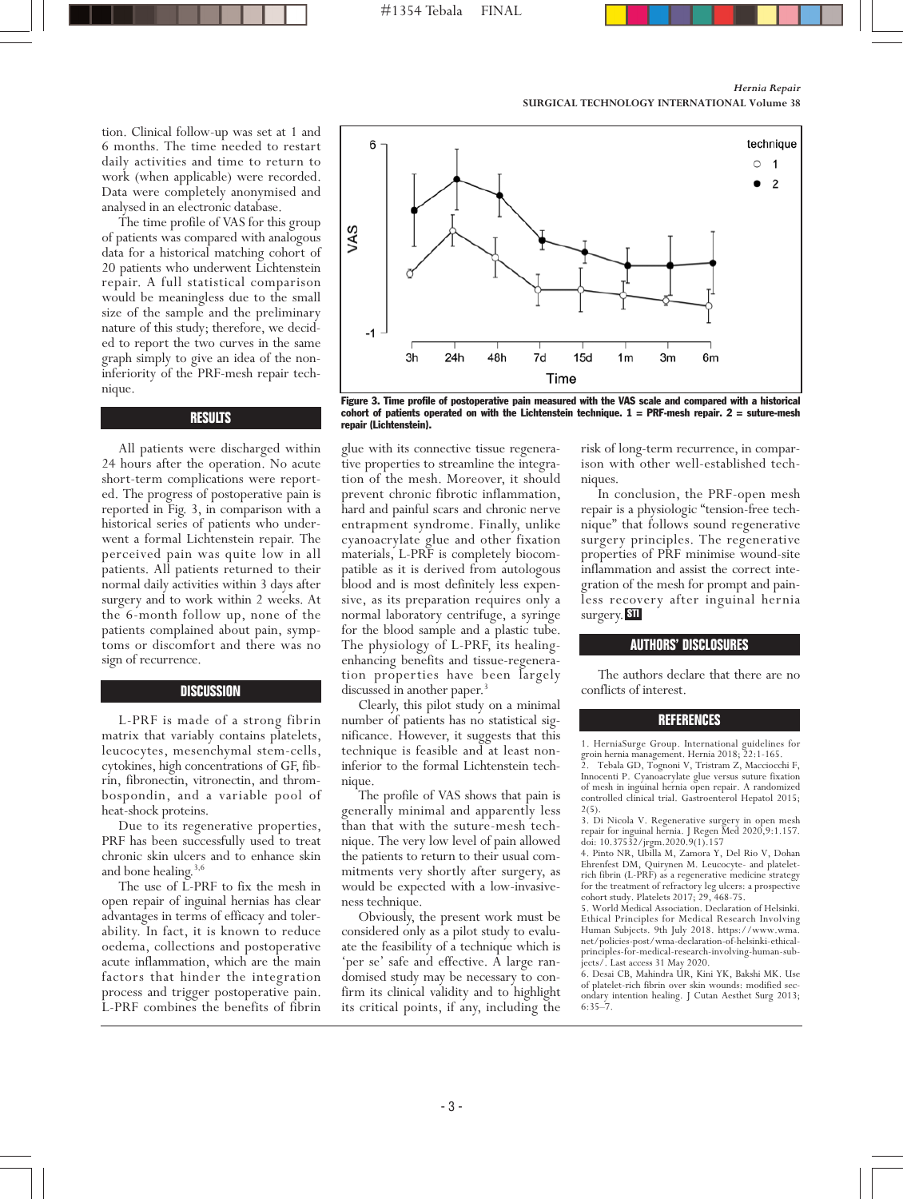tion. Clinical follow-up was set at 1 and 6 months. The time needed to restart daily activities and time to return to work (when applicable) were recorded. Data were completely anonymised and analysed in an electronic database.

The time profile of VAS for this group of patients was compared with analogous data for a historical matching cohort of 20 patients who underwent Lichtenstein repair. A full statistical comparison would be meaningless due to the small size of the sample and the preliminary nature of this study; therefore, we decided to report the two curves in the same graph simply to give an idea of the non-inferiority of the PRF-mesh repair technique.

technique
○ 1
● 2
VAS
6
-1
3h 24h 48h 7d 15d 1m 3m 6m
Time

**Figure 3. Time profile of postoperative pain measured with the VAS scale and compared with a historical cohort of patients operated on with the Lichtenstein technique. 1 = PRF-mesh repair. 2 = suture-mesh repair (Lichtenstein).**

## RESULTS

All patients were discharged within 24 hours after the operation. No acute short-term complications were reported. The progress of postoperative pain is reported in Fig. 3, in comparison with a historical series of patients who underwent a formal Lichtenstein repair. The perceived pain was quite low in all patients. All patients returned to their normal daily activities within 3 days after surgery and to work within 2 weeks. At the 6-month follow up, none of the patients complained about pain, symptoms or discomfort and there was no sign of recurrence.

## DISCUSSION

L-PRF is made of a strong fibrin matrix that variably contains platelets, leucocytes, mesenchymal stem-cells, cytokines, high concentrations of GF, fibrin, fibronectin, vitronectin, and thrombospondin, and a variable pool of heat-shock proteins.

Due to its regenerative properties, PRF has been successfully used to treat chronic skin ulcers and to enhance skin and bone healing.[3,6]

The use of L-PRF to fix the mesh in open repair of inguinal hernias has clear advantages in terms of efficacy and tolerability. In fact, it is known to reduce oedema, collections and postoperative acute inflammation, which are the main factors that hinder the integration process and trigger postoperative pain. L-PRF combines the benefits of fibrin glue with its connective tissue regenerative properties to streamline the integration of the mesh. Moreover, it should prevent chronic fibrotic inflammation, hard and painful scars and chronic nerve entrapment syndrome. Finally, unlike cyanoacrylate glue and other fixation materials, L-PRF is completely biocompatible as it is derived from autologous blood and is most definitely less expensive, as its preparation requires only a normal laboratory centrifuge, a syringe for the blood sample and a plastic tube. The physiology of L-PRF, its healing-enhancing benefits and tissue-regeneration properties have been largely discussed in another paper.[3]

Clearly, this pilot study on a minimal number of patients has no statistical significance. However, it suggests that this technique is feasible and at least non-inferior to the formal Lichtenstein technique.

The profile of VAS shows that pain is generally minimal and apparently less than that with the suture-mesh technique. The very low level of pain allowed the patients to return to their usual commitments very shortly after surgery, as would be expected with a low-invasiveness technique.

Obviously, the present work must be considered only as a pilot study to evaluate the feasibility of a technique which is 'per se' safe and effective. A large randomised study may be necessary to confirm its clinical validity and to highlight its critical points, if any, including the risk of long-term recurrence, in comparison with other well-established techniques.

In conclusion, the PRF-open mesh repair is a physiologic "tension-free technique" that follows sound regenerative surgery principles. The regenerative properties of PRF minimise wound-site inflammation and assist the correct integration of the mesh for prompt and painless recovery after inguinal hernia surgery. STI

## AUTHORS' DISCLOSURES

The authors declare that there are no conflicts of interest.

## REFERENCES

1. HerniaSurge Group. International guidelines for groin hernia management. Hernia 2018; 22:1-165.
2. Tebala GD, Tognoni V, Tristram Z, Macciocchi F, Innocenti P. Cyanoacrylate glue versus suture fixation of mesh in inguinal hernia open repair. A randomized controlled clinical trial. Gastroenterol Hepatol 2015; 2(5).
3. Di Nicola V. Regenerative surgery in open mesh repair for inguinal hernia. J Regen Med 2020,9:1.157. doi: 10.37532/jrgm.2020.9(1).157
4. Pinto NR, Ubilla M, Zamora Y, Del Rio V, Dohan Ehrenfest DM, Quirynen M. Leucocyte- and platelet-rich fibrin (L-PRF) as a regenerative medicine strategy for the treatment of refractory leg ulcers: a prospective cohort study. Platelets 2017; 29, 468-75.
5. World Medical Association. Declaration of Helsinki. Ethical Principles for Medical Research Involving Human Subjects. 9th July 2018. https://www.wma.net/policies-post/wma-declaration-of-helsinki-ethical-principles-for-medical-research-involving-human-subjects/. Last access 31 May 2020.
6. Desai CB, Mahindra UR, Kini YK, Bakshi MK. Use of platelet-rich fibrin over skin wounds: modified secondary intention healing. J Cutan Aesthet Surg 2013; 6:35–7.